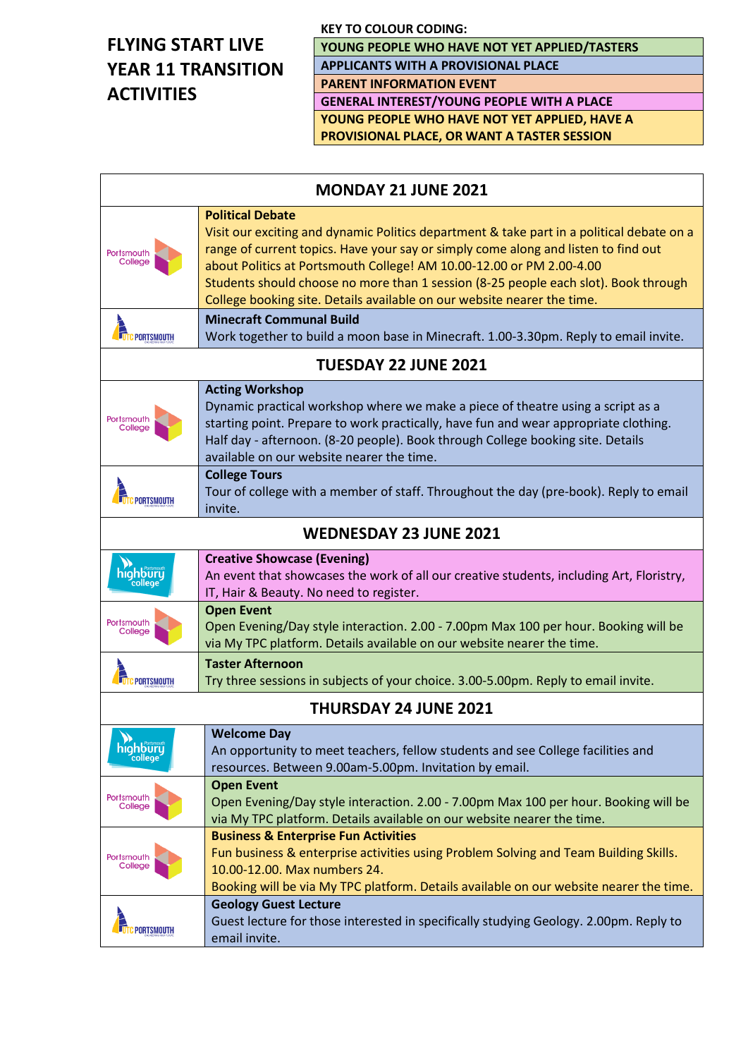# FLYING START LIVE YEAR 11 TRANSITION ACTIVITIES

**KEY TO COLOUR CODING:**

| |
|---|
| YOUNG PEOPLE WHO HAVE NOT YET APPLIED/TASTERS |
| APPLICANTS WITH A PROVISIONAL PLACE |
| PARENT INFORMATION EVENT |
| GENERAL INTEREST/YOUNG PEOPLE WITH A PLACE |
| YOUNG PEOPLE WHO HAVE NOT YET APPLIED, HAVE A PROVISIONAL PLACE, OR WANT A TASTER SESSION |

| MONDAY 21 JUNE 2021 | |
|---|---|
| Portsmouth College | **Political Debate**<br>Visit our exciting and dynamic Politics department & take part in a political debate on a range of current topics. Have your say or simply come along and listen to find out about Politics at Portsmouth College! AM 10.00-12.00 or PM 2.00-4.00<br>Students should choose no more than 1 session (8-25 people each slot). Book through College booking site. Details available on our website nearer the time. |
| UTC Portsmouth | **Minecraft Communal Build**<br>Work together to build a moon base in Minecraft. 1.00-3.30pm. Reply to email invite. |
| **TUESDAY 22 JUNE 2021** | |
| Portsmouth College | **Acting Workshop**<br>Dynamic practical workshop where we make a piece of theatre using a script as a starting point. Prepare to work practically, have fun and wear appropriate clothing. Half day - afternoon. (8-20 people). Book through College booking site. Details available on our website nearer the time. |
| UTC Portsmouth | **College Tours**<br>Tour of college with a member of staff. Throughout the day (pre-book). Reply to email invite. |
| **WEDNESDAY 23 JUNE 2021** | |
| Highbury College | **Creative Showcase (Evening)**<br>An event that showcases the work of all our creative students, including Art, Floristry, IT, Hair & Beauty. No need to register. |
| Portsmouth College | **Open Event**<br>Open Evening/Day style interaction. 2.00 - 7.00pm Max 100 per hour. Booking will be via My TPC platform. Details available on our website nearer the time. |
| UTC Portsmouth | **Taster Afternoon**<br>Try three sessions in subjects of your choice. 3.00-5.00pm. Reply to email invite. |
| **THURSDAY 24 JUNE 2021** | |
| Highbury College | **Welcome Day**<br>An opportunity to meet teachers, fellow students and see College facilities and resources. Between 9.00am-5.00pm. Invitation by email. |
| Portsmouth College | **Open Event**<br>Open Evening/Day style interaction. 2.00 - 7.00pm Max 100 per hour. Booking will be via My TPC platform. Details available on our website nearer the time. |
| Portsmouth College | **Business & Enterprise Fun Activities**<br>Fun business & enterprise activities using Problem Solving and Team Building Skills. 10.00-12.00. Max numbers 24.<br>Booking will be via My TPC platform. Details available on our website nearer the time. |
| UTC Portsmouth | **Geology Guest Lecture**<br>Guest lecture for those interested in specifically studying Geology. 2.00pm. Reply to email invite. |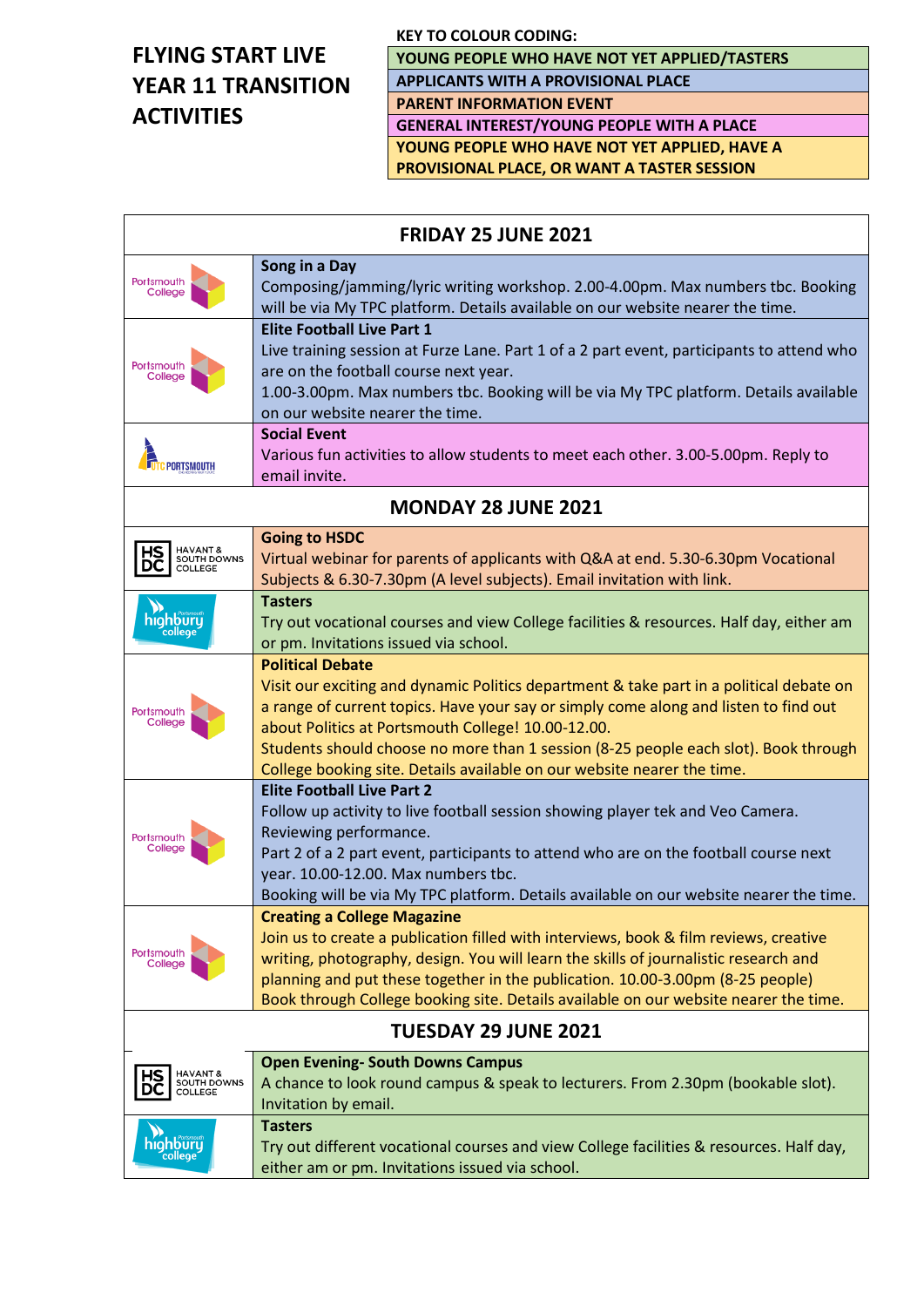# FLYING START LIVE YEAR 11 TRANSITION ACTIVITIES

**KEY TO COLOUR CODING:**

| |
|---|
| YOUNG PEOPLE WHO HAVE NOT YET APPLIED/TASTERS |
| APPLICANTS WITH A PROVISIONAL PLACE |
| PARENT INFORMATION EVENT |
| GENERAL INTEREST/YOUNG PEOPLE WITH A PLACE |
| YOUNG PEOPLE WHO HAVE NOT YET APPLIED, HAVE A PROVISIONAL PLACE, OR WANT A TASTER SESSION |

| FRIDAY 25 JUNE 2021 | |
|---|---|
| Portsmouth College | **Song in a Day**<br>Composing/jamming/lyric writing workshop. 2.00-4.00pm. Max numbers tbc. Booking will be via My TPC platform. Details available on our website nearer the time. |
| Portsmouth College | **Elite Football Live Part 1**<br>Live training session at Furze Lane. Part 1 of a 2 part event, participants to attend who are on the football course next year.<br>1.00-3.00pm. Max numbers tbc. Booking will be via My TPC platform. Details available on our website nearer the time. |
| UTC Portsmouth | **Social Event**<br>Various fun activities to allow students to meet each other. 3.00-5.00pm. Reply to email invite. |
| **MONDAY 28 JUNE 2021** | |
| HSDC Havant & South Downs College | **Going to HSDC**<br>Virtual webinar for parents of applicants with Q&A at end. 5.30-6.30pm Vocational Subjects & 6.30-7.30pm (A level subjects). Email invitation with link. |
| Portsmouth highbury college | **Tasters**<br>Try out vocational courses and view College facilities & resources. Half day, either am or pm. Invitations issued via school. |
| Portsmouth College | **Political Debate**<br>Visit our exciting and dynamic Politics department & take part in a political debate on a range of current topics. Have your say or simply come along and listen to find out about Politics at Portsmouth College! 10.00-12.00.<br>Students should choose no more than 1 session (8-25 people each slot). Book through College booking site. Details available on our website nearer the time. |
| Portsmouth College | **Elite Football Live Part 2**<br>Follow up activity to live football session showing player tek and Veo Camera. Reviewing performance.<br>Part 2 of a 2 part event, participants to attend who are on the football course next year. 10.00-12.00. Max numbers tbc.<br>Booking will be via My TPC platform. Details available on our website nearer the time. |
| Portsmouth College | **Creating a College Magazine**<br>Join us to create a publication filled with interviews, book & film reviews, creative writing, photography, design. You will learn the skills of journalistic research and planning and put these together in the publication. 10.00-3.00pm (8-25 people)<br>Book through College booking site. Details available on our website nearer the time. |
| **TUESDAY 29 JUNE 2021** | |
| HSDC Havant & South Downs College | **Open Evening- South Downs Campus**<br>A chance to look round campus & speak to lecturers. From 2.30pm (bookable slot). Invitation by email. |
| Portsmouth highbury college | **Tasters**<br>Try out different vocational courses and view College facilities & resources. Half day, either am or pm. Invitations issued via school. |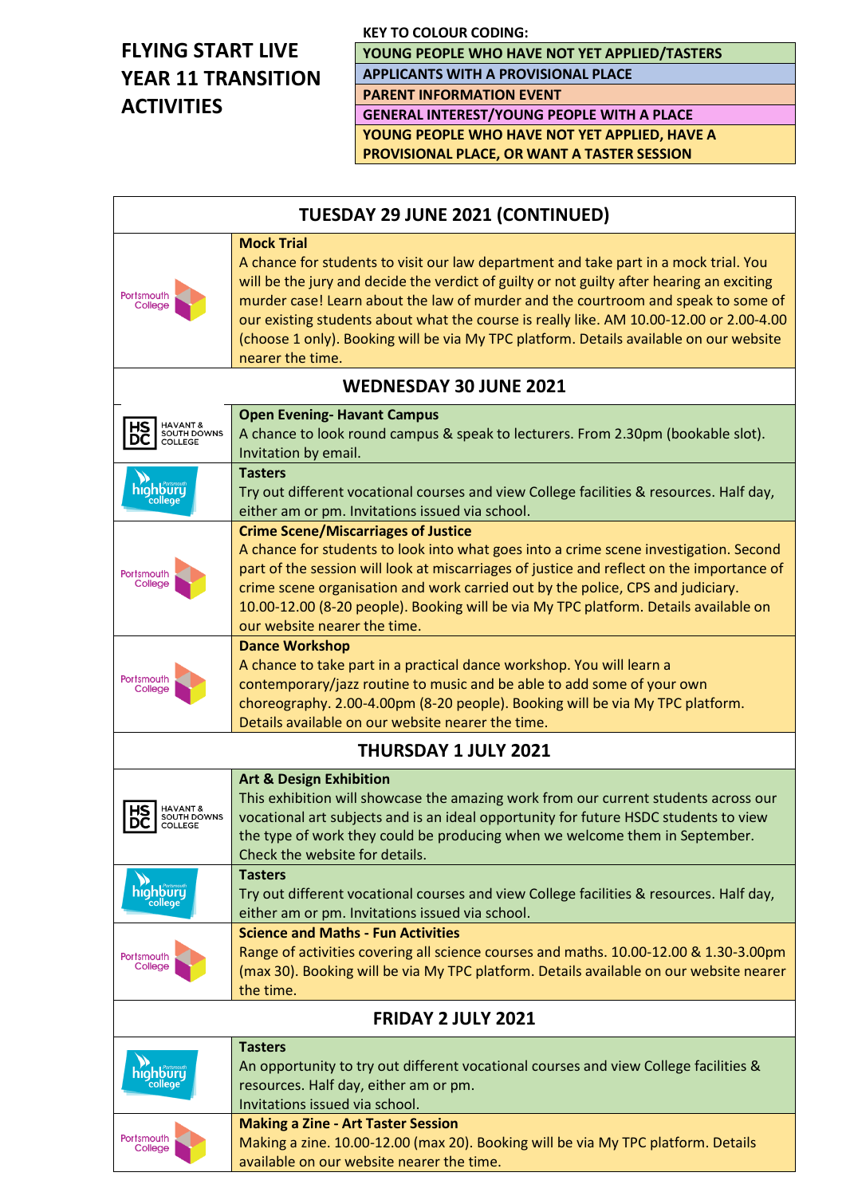# FLYING START LIVE YEAR 11 TRANSITION ACTIVITIES

**KEY TO COLOUR CODING:**

| |
|---|
| YOUNG PEOPLE WHO HAVE NOT YET APPLIED/TASTERS |
| APPLICANTS WITH A PROVISIONAL PLACE |
| PARENT INFORMATION EVENT |
| GENERAL INTEREST/YOUNG PEOPLE WITH A PLACE |
| YOUNG PEOPLE WHO HAVE NOT YET APPLIED, HAVE A PROVISIONAL PLACE, OR WANT A TASTER SESSION |

| TUESDAY 29 JUNE 2021 (CONTINUED) | |
|---|---|
| Portsmouth College | **Mock Trial**<br>A chance for students to visit our law department and take part in a mock trial. You will be the jury and decide the verdict of guilty or not guilty after hearing an exciting murder case! Learn about the law of murder and the courtroom and speak to some of our existing students about what the course is really like. AM 10.00-12.00 or 2.00-4.00 (choose 1 only). Booking will be via My TPC platform. Details available on our website nearer the time. |
| **WEDNESDAY 30 JUNE 2021** | |
| Havant & South Downs College | **Open Evening- Havant Campus**<br>A chance to look round campus & speak to lecturers. From 2.30pm (bookable slot). Invitation by email. |
| Highbury College | **Tasters**<br>Try out different vocational courses and view College facilities & resources. Half day, either am or pm. Invitations issued via school. |
| Portsmouth College | **Crime Scene/Miscarriages of Justice**<br>A chance for students to look into what goes into a crime scene investigation. Second part of the session will look at miscarriages of justice and reflect on the importance of crime scene organisation and work carried out by the police, CPS and judiciary. 10.00-12.00 (8-20 people). Booking will be via My TPC platform. Details available on our website nearer the time. |
| Portsmouth College | **Dance Workshop**<br>A chance to take part in a practical dance workshop. You will learn a contemporary/jazz routine to music and be able to add some of your own choreography. 2.00-4.00pm (8-20 people). Booking will be via My TPC platform. Details available on our website nearer the time. |
| **THURSDAY 1 JULY 2021** | |
| Havant & South Downs College | **Art & Design Exhibition**<br>This exhibition will showcase the amazing work from our current students across our vocational art subjects and is an ideal opportunity for future HSDC students to view the type of work they could be producing when we welcome them in September. Check the website for details. |
| Highbury College | **Tasters**<br>Try out different vocational courses and view College facilities & resources. Half day, either am or pm. Invitations issued via school. |
| Portsmouth College | **Science and Maths - Fun Activities**<br>Range of activities covering all science courses and maths. 10.00-12.00 & 1.30-3.00pm (max 30). Booking will be via My TPC platform. Details available on our website nearer the time. |
| **FRIDAY 2 JULY 2021** | |
| Highbury College | **Tasters**<br>An opportunity to try out different vocational courses and view College facilities & resources. Half day, either am or pm.<br>Invitations issued via school. |
| Portsmouth College | **Making a Zine - Art Taster Session**<br>Making a zine. 10.00-12.00 (max 20). Booking will be via My TPC platform. Details available on our website nearer the time. |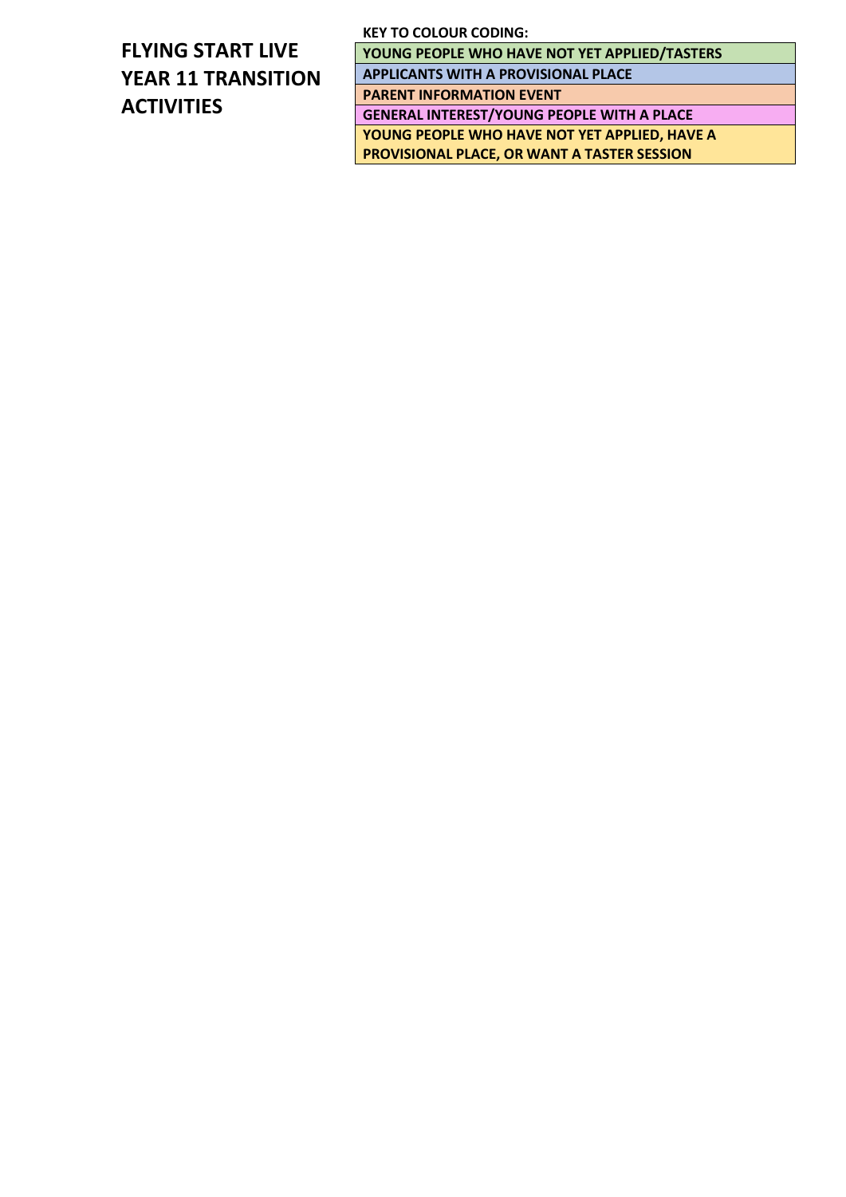# FLYING START LIVE YEAR 11 TRANSITION ACTIVITIES

**KEY TO COLOUR CODING:**

| |
|---|
| **YOUNG PEOPLE WHO HAVE NOT YET APPLIED/TASTERS** |
| **APPLICANTS WITH A PROVISIONAL PLACE** |
| **PARENT INFORMATION EVENT** |
| **GENERAL INTEREST/YOUNG PEOPLE WITH A PLACE** |
| **YOUNG PEOPLE WHO HAVE NOT YET APPLIED, HAVE A PROVISIONAL PLACE, OR WANT A TASTER SESSION** |